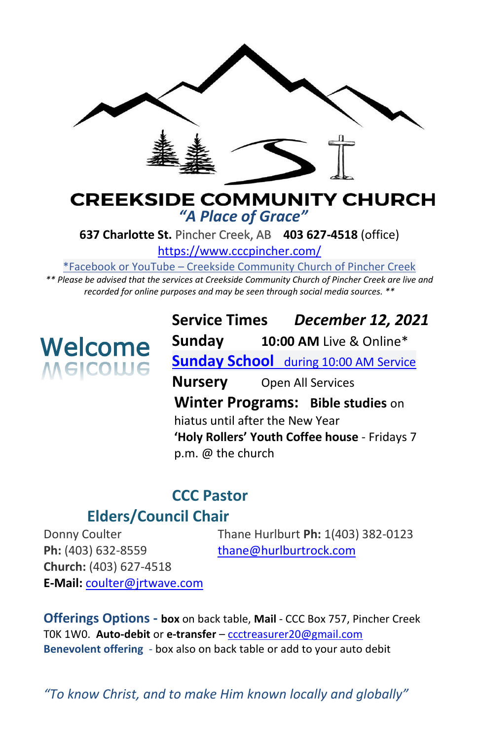# CREEKSIDE COMMUNITY CHURCH

*"A Place of Grace"*

**637 Charlotte St.** Pincher Creek, AB **403 627-4518** (office)

https://www.cccpincher.com/

*Facebook or YouTube – Creekside Community Church of Pincher Creek

*** Please be advised that the services at Creekside Community Church of Pincher Creek are live and recorded for online purposes and may be seen through social media sources. ***

## Welcome

**Service Times** ***December 12, 2021***

**Sunday** **10:00 AM** Live & Online*

**Sunday School** during 10:00 AM Service

**Nursery** Open All Services

**Winter Programs:** **Bible studies** on hiatus until after the New Year

**'Holy Rollers' Youth Coffee house** - Fridays 7 p.m. @ the church

## CCC Pastor

Donny Coulter
**Ph:** (403) 632-8559
**Church:** (403) 627-4518
**E-Mail:** coulter@jrtwave.com

## Elders/Council Chair

Thane Hurlburt **Ph:** 1(403) 382-0123
thane@hurlburtrock.com

**Offerings Options - box** on back table, **Mail** - CCC Box 757, Pincher Creek T0K 1W0. **Auto-debit** or **e-transfer** – ccctreasurer20@gmail.com

**Benevolent offering** - box also on back table or add to your auto debit

*"To know Christ, and to make Him known locally and globally"*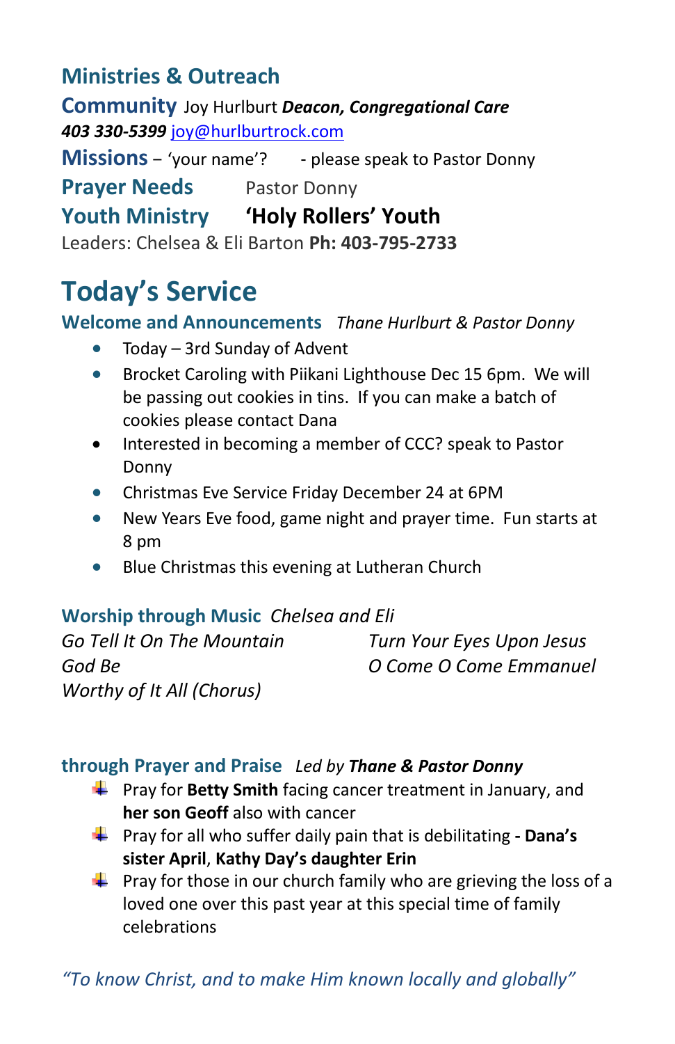## Ministries & Outreach

**Community** Joy Hurlburt ***Deacon, Congregational Care***
***403 330-5399*** joy@hurlburtrock.com

**Missions** – 'your name'? - please speak to Pastor Donny

**Prayer Needs** Pastor Donny

**Youth Ministry** **'Holy Rollers' Youth**

Leaders: Chelsea & Eli Barton **Ph: 403-795-2733**

# Today's Service

### Welcome and Announcements *Thane Hurlbut & Pastor Donny*

- Today – 3rd Sunday of Advent
- Brocket Caroling with Piikani Lighthouse Dec 15 6pm. We will be passing out cookies in tins. If you can make a batch of cookies please contact Dana
- Interested in becoming a member of CCC? speak to Pastor Donny
- Christmas Eve Service Friday December 24 at 6PM
- New Years Eve food, game night and prayer time. Fun starts at 8 pm
- Blue Christmas this evening at Lutheran Church

### Worship through Music *Chelsea and Eli*

*Go Tell It On The Mountain*
*God Be*
*Worthy of It All (Chorus)*
*Turn Your Eyes Upon Jesus*
*O Come O Come Emmanuel*

### through Prayer and Praise *Led by **Thane & Pastor Donny***

- Pray for **Betty Smith** facing cancer treatment in January, and **her son Geoff** also with cancer
- Pray for all who suffer daily pain that is debilitating **- Dana's sister April**, **Kathy Day's daughter Erin**
- Pray for those in our church family who are grieving the loss of a loved one over this past year at this special time of family celebrations

*"To know Christ, and to make Him known locally and globally"*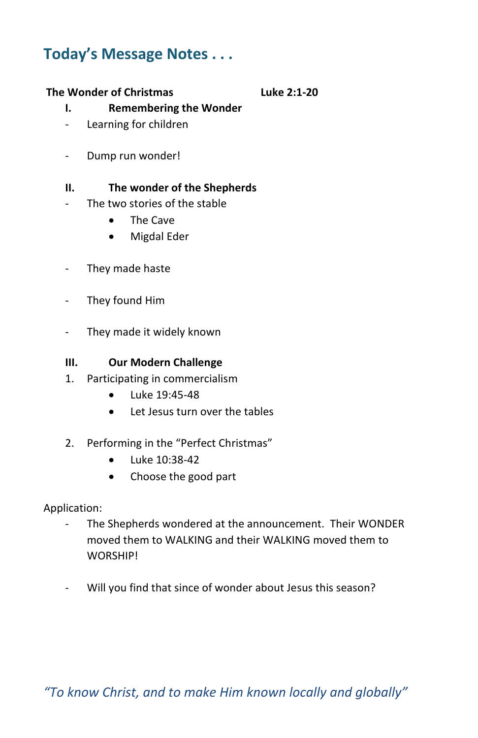## Today's Message Notes . . .

**The Wonder of Christmas** **Luke 2:1-20**

**I. Remembering the Wonder**

- Learning for children

- Dump run wonder!

**II. The wonder of the Shepherds**

- The two stories of the stable
  - The Cave
  - Migdal Eder

- They made haste

- They found Him

- They made it widely known

**III. Our Modern Challenge**

1. Participating in commercialism
   - Luke 19:45-48
   - Let Jesus turn over the tables

2. Performing in the "Perfect Christmas"
   - Luke 10:38-42
   - Choose the good part

Application:

- The Shepherds wondered at the announcement. Their WONDER moved them to WALKING and their WALKING moved them to WORSHIP!

- Will you find that since of wonder about Jesus this season?

*"To know Christ, and to make Him known locally and globally"*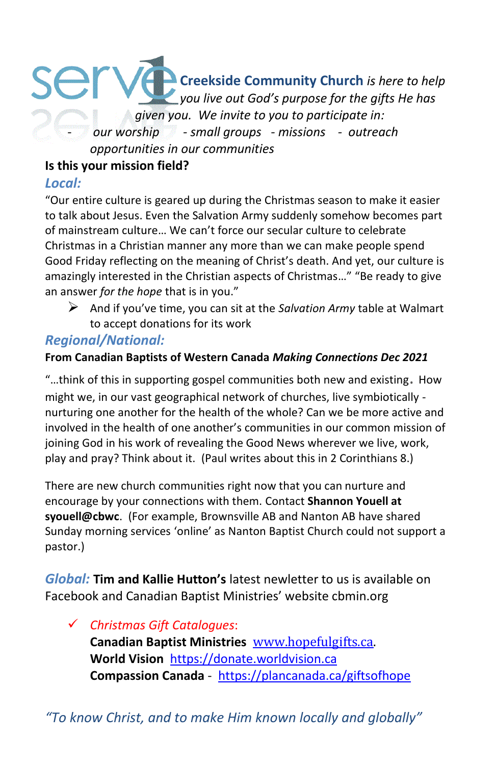serve

**Creekside Community Church** *is here to help you live out God's purpose for the gifts He has given you. We invite to you to participate in:*

*- our worship - small groups - missions - outreach opportunities in our communities*

**Is this your mission field?**

### *Local:*

"Our entire culture is geared up during the Christmas season to make it easier to talk about Jesus. Even the Salvation Army suddenly somehow becomes part of mainstream culture… We can't force our secular culture to celebrate Christmas in a Christian manner any more than we can make people spend Good Friday reflecting on the meaning of Christ's death. And yet, our culture is amazingly interested in the Christian aspects of Christmas…" "Be ready to give an answer *for the hope* that is in you."

- And if you've time, you can sit at the *Salvation Army* table at Walmart to accept donations for its work

### *Regional/National:*

**From Canadian Baptists of Western Canada *Making Connections Dec 2021***

"…think of this in supporting gospel communities both new and existing. How might we, in our vast geographical network of churches, live symbiotically - nurturing one another for the health of the whole? Can we be more active and involved in the health of one another's communities in our common mission of joining God in his work of revealing the Good News wherever we live, work, play and pray? Think about it. (Paul writes about this in 2 Corinthians 8.)

There are new church communities right now that you can nurture and encourage by your connections with them. Contact **Shannon Youell at syouell@cbwc**. (For example, Brownsville AB and Nanton AB have shared Sunday morning services 'online' as Nanton Baptist Church could not support a pastor.)

***Global:*** **Tim and Kallie Hutton's** latest newletter to us is available on Facebook and Canadian Baptist Ministries' website cbmin.org

- ✓ *Christmas Gift Catalogues*:
  **Canadian Baptist Ministries** www.hopefulgifts.ca.
  **World Vision** https://donate.worldvision.ca
  **Compassion Canada** - https://plancanada.ca/giftsofhope

*"To know Christ, and to make Him known locally and globally"*